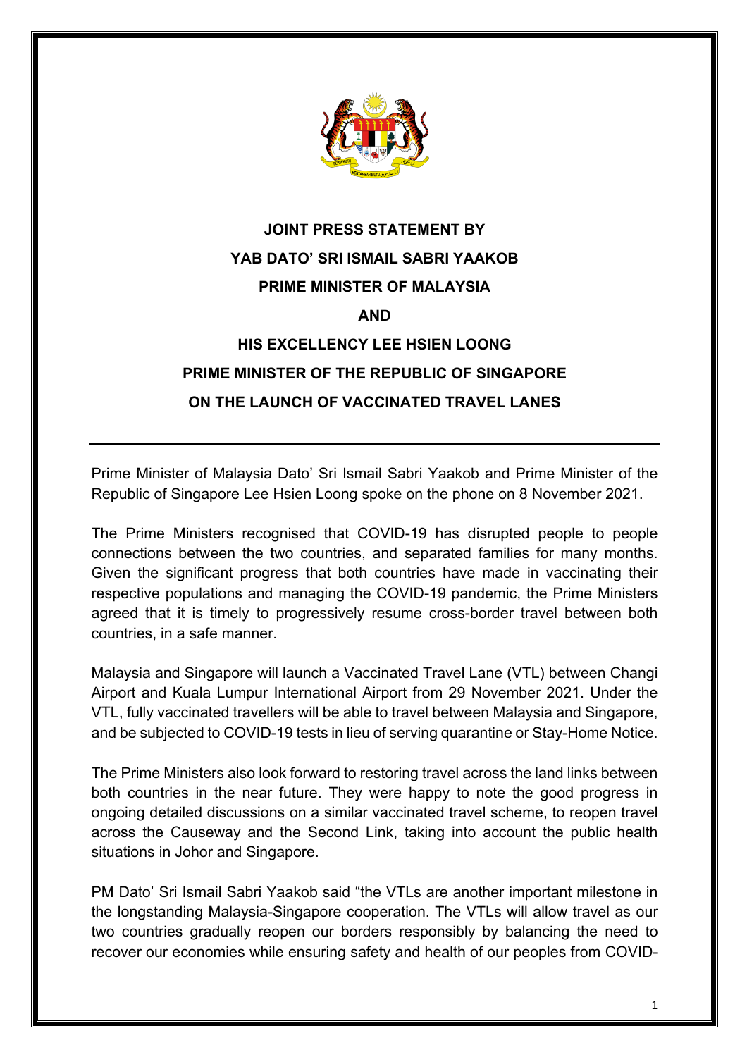# JOINT PRESS STATEMENT BY YAB DATO' SRI ISMAIL SABRI YAAKOB PRIME MINISTER OF MALAYSIA AND HIS EXCELLENCY LEE HSIEN LOONG PRIME MINISTER OF THE REPUBLIC OF SINGAPORE ON THE LAUNCH OF VACCINATED TRAVEL LANES

---

Prime Minister of Malaysia Dato' Sri Ismail Sabri Yaakob and Prime Minister of the Republic of Singapore Lee Hsien Loong spoke on the phone on 8 November 2021.

The Prime Ministers recognised that COVID-19 has disrupted people to people connections between the two countries, and separated families for many months. Given the significant progress that both countries have made in vaccinating their respective populations and managing the COVID-19 pandemic, the Prime Ministers agreed that it is timely to progressively resume cross-border travel between both countries, in a safe manner.

Malaysia and Singapore will launch a Vaccinated Travel Lane (VTL) between Changi Airport and Kuala Lumpur International Airport from 29 November 2021. Under the VTL, fully vaccinated travellers will be able to travel between Malaysia and Singapore, and be subjected to COVID-19 tests in lieu of serving quarantine or Stay-Home Notice.

The Prime Ministers also look forward to restoring travel across the land links between both countries in the near future. They were happy to note the good progress in ongoing detailed discussions on a similar vaccinated travel scheme, to reopen travel across the Causeway and the Second Link, taking into account the public health situations in Johor and Singapore.

PM Dato' Sri Ismail Sabri Yaakob said "the VTLs are another important milestone in the longstanding Malaysia-Singapore cooperation. The VTLs will allow travel as our two countries gradually reopen our borders responsibly by balancing the need to recover our economies while ensuring safety and health of our peoples from COVID-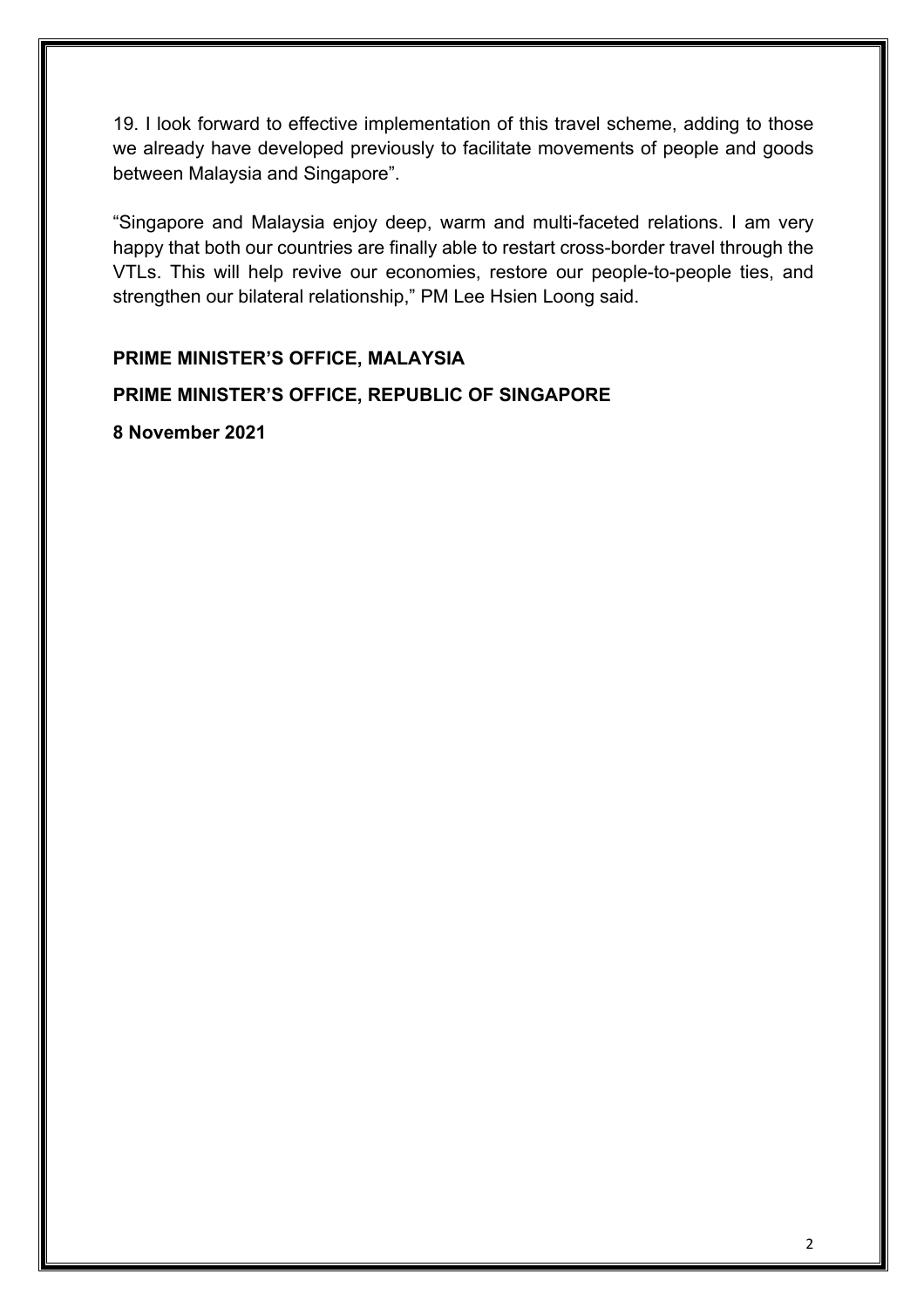19. I look forward to effective implementation of this travel scheme, adding to those we already have developed previously to facilitate movements of people and goods between Malaysia and Singapore".

"Singapore and Malaysia enjoy deep, warm and multi-faceted relations. I am very happy that both our countries are finally able to restart cross-border travel through the VTLs. This will help revive our economies, restore our people-to-people ties, and strengthen our bilateral relationship," PM Lee Hsien Loong said.

**PRIME MINISTER'S OFFICE, MALAYSIA**

**PRIME MINISTER'S OFFICE, REPUBLIC OF SINGAPORE**

**8 November 2021**